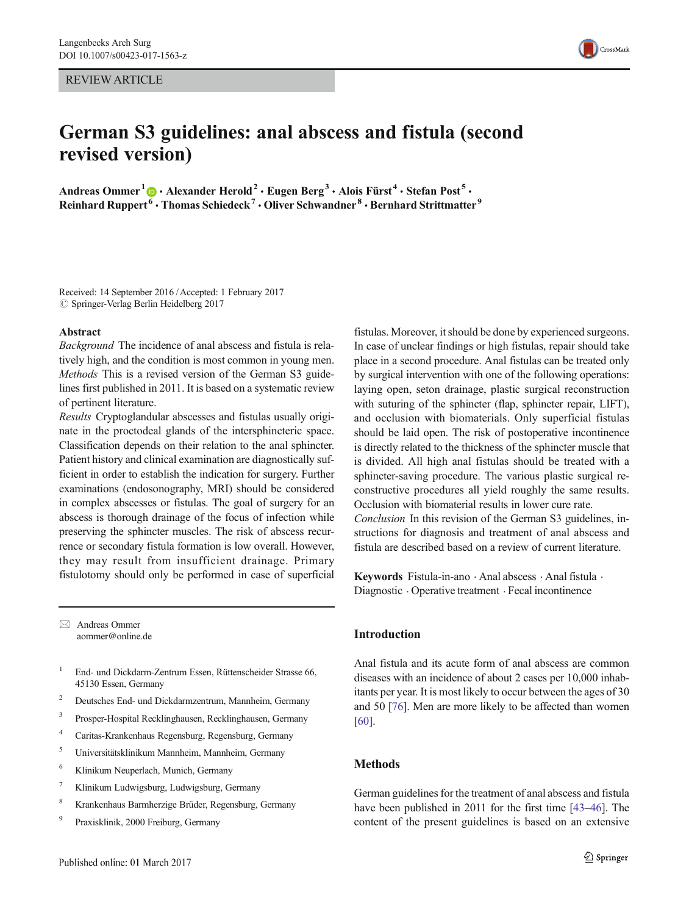REVIEW ARTICLE

# German S3 guidelines: anal abscess and fistula (second revised version)

**Andreas Ommer[1] · Alexander Herold[2] · Eugen Berg[3] · Alois Fürst[4] · Stefan Post[5] · Reinhard Ruppert[6] · Thomas Schiedeck[7] · Oliver Schwandner[8] · Bernhard Strittmatter[9]**

Received: 14 September 2016 / Accepted: 1 February 2017
© Springer-Verlag Berlin Heidelberg 2017

## Abstract

*Background* The incidence of anal abscess and fistula is relatively high, and the condition is most common in young men.

*Methods* This is a revised version of the German S3 guidelines first published in 2011. It is based on a systematic review of pertinent literature.

*Results* Cryptoglandular abscesses and fistulas usually originate in the proctodeal glands of the intersphincteric space. Classification depends on their relation to the anal sphincter. Patient history and clinical examination are diagnostically sufficient in order to establish the indication for surgery. Further examinations (endosonography, MRI) should be considered in complex abscesses or fistulas. The goal of surgery for an abscess is thorough drainage of the focus of infection while preserving the sphincter muscles. The risk of abscess recurrence or secondary fistula formation is low overall. However, they may result from insufficient drainage. Primary fistulotomy should only be performed in case of superficial fistulas. Moreover, it should be done by experienced surgeons. In case of unclear findings or high fistulas, repair should take place in a second procedure. Anal fistulas can be treated only by surgical intervention with one of the following operations: laying open, seton drainage, plastic surgical reconstruction with suturing of the sphincter (flap, sphincter repair, LIFT), and occlusion with biomaterials. Only superficial fistulas should be laid open. The risk of postoperative incontinence is directly related to the thickness of the sphincter muscle that is divided. All high anal fistulas should be treated with a sphincter-saving procedure. The various plastic surgical reconstructive procedures all yield roughly the same results. Occlusion with biomaterial results in lower cure rate.

*Conclusion* In this revision of the German S3 guidelines, instructions for diagnosis and treatment of anal abscess and fistula are described based on a review of current literature.

**Keywords** Fistula-in-ano · Anal abscess · Anal fistula · Diagnostic · Operative treatment · Fecal incontinence

✉ Andreas Ommer
aommer@online.de

1. End- und Dickdarm-Zentrum Essen, Rüttenscheider Strasse 66, 45130 Essen, Germany
2. Deutsches End- und Dickdarmzentrum, Mannheim, Germany
3. Prosper-Hospital Recklinghausen, Recklinghausen, Germany
4. Caritas-Krankenhaus Regensburg, Regensburg, Germany
5. Universitätsklinikum Mannheim, Mannheim, Germany
6. Klinikum Neuperlach, Munich, Germany
7. Klinikum Ludwigsburg, Ludwigsburg, Germany
8. Krankenhaus Barmherzige Brüder, Regensburg, Germany
9. Praxisklinik, 2000 Freiburg, Germany

## Introduction

Anal fistula and its acute form of anal abscess are common diseases with an incidence of about 2 cases per 10,000 inhabitants per year. It is most likely to occur between the ages of 30 and 50 [76]. Men are more likely to be affected than women [60].

## Methods

German guidelines for the treatment of anal abscess and fistula have been published in 2011 for the first time [43–46]. The content of the present guidelines is based on an extensive

Published online: 01 March 2017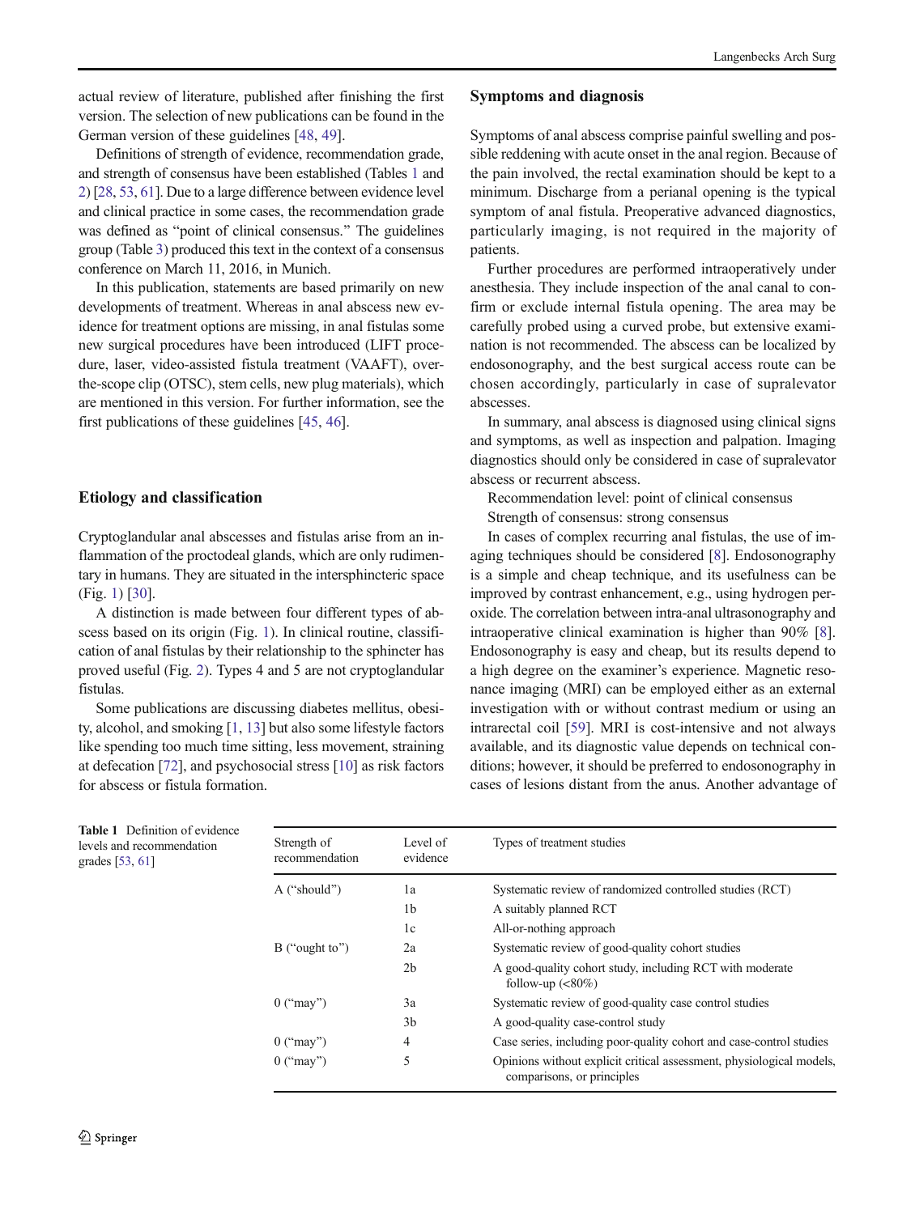actual review of literature, published after finishing the first version. The selection of new publications can be found in the German version of these guidelines [48, 49].

Definitions of strength of evidence, recommendation grade, and strength of consensus have been established (Tables 1 and 2) [28, 53, 61]. Due to a large difference between evidence level and clinical practice in some cases, the recommendation grade was defined as "point of clinical consensus." The guidelines group (Table 3) produced this text in the context of a consensus conference on March 11, 2016, in Munich.

In this publication, statements are based primarily on new developments of treatment. Whereas in anal abscess new evidence for treatment options are missing, in anal fistulas some new surgical procedures have been introduced (LIFT procedure, laser, video-assisted fistula treatment (VAAFT), over-the-scope clip (OTSC), stem cells, new plug materials), which are mentioned in this version. For further information, see the first publications of these guidelines [45, 46].

## Etiology and classification

Cryptoglandular anal abscesses and fistulas arise from an inflammation of the proctodeal glands, which are only rudimentary in humans. They are situated in the intersphincteric space (Fig. 1) [30].

A distinction is made between four different types of abscess based on its origin (Fig. 1). In clinical routine, classification of anal fistulas by their relationship to the sphincter has proved useful (Fig. 2). Types 4 and 5 are not cryptoglandular fistulas.

Some publications are discussing diabetes mellitus, obesity, alcohol, and smoking [1, 13] but also some lifestyle factors like spending too much time sitting, less movement, straining at defecation [72], and psychosocial stress [10] as risk factors for abscess or fistula formation.

## Symptoms and diagnosis

Symptoms of anal abscess comprise painful swelling and possible reddening with acute onset in the anal region. Because of the pain involved, the rectal examination should be kept to a minimum. Discharge from a perianal opening is the typical symptom of anal fistula. Preoperative advanced diagnostics, particularly imaging, is not required in the majority of patients.

Further procedures are performed intraoperatively under anesthesia. They include inspection of the anal canal to confirm or exclude internal fistula opening. The area may be carefully probed using a curved probe, but extensive examination is not recommended. The abscess can be localized by endosonography, and the best surgical access route can be chosen accordingly, particularly in case of supralevator abscesses.

In summary, anal abscess is diagnosed using clinical signs and symptoms, as well as inspection and palpation. Imaging diagnostics should only be considered in case of supralevator abscess or recurrent abscess.

Recommendation level: point of clinical consensus

Strength of consensus: strong consensus

In cases of complex recurring anal fistulas, the use of imaging techniques should be considered [8]. Endosonography is a simple and cheap technique, and its usefulness can be improved by contrast enhancement, e.g., using hydrogen peroxide. The correlation between intra-anal ultrasonography and intraoperative clinical examination is higher than 90% [8]. Endosonography is easy and cheap, but its results depend to a high degree on the examiner's experience. Magnetic resonance imaging (MRI) can be employed either as an external investigation with or without contrast medium or using an intrarectal coil [59]. MRI is cost-intensive and not always available, and its diagnostic value depends on technical conditions; however, it should be preferred to endosonography in cases of lesions distant from the anus. Another advantage of

**Table 1** Definition of evidence levels and recommendation grades [53, 61]

| Strength of recommendation | Level of evidence | Types of treatment studies |
|---|---|---|
| A ("should") | 1a | Systematic review of randomized controlled studies (RCT) |
| | 1b | A suitably planned RCT |
| | 1c | All-or-nothing approach |
| B ("ought to") | 2a | Systematic review of good-quality cohort studies |
| | 2b | A good-quality cohort study, including RCT with moderate follow-up (<80%) |
| 0 ("may") | 3a | Systematic review of good-quality case control studies |
| | 3b | A good-quality case-control study |
| 0 ("may") | 4 | Case series, including poor-quality cohort and case-control studies |
| 0 ("may") | 5 | Opinions without explicit critical assessment, physiological models, comparisons, or principles |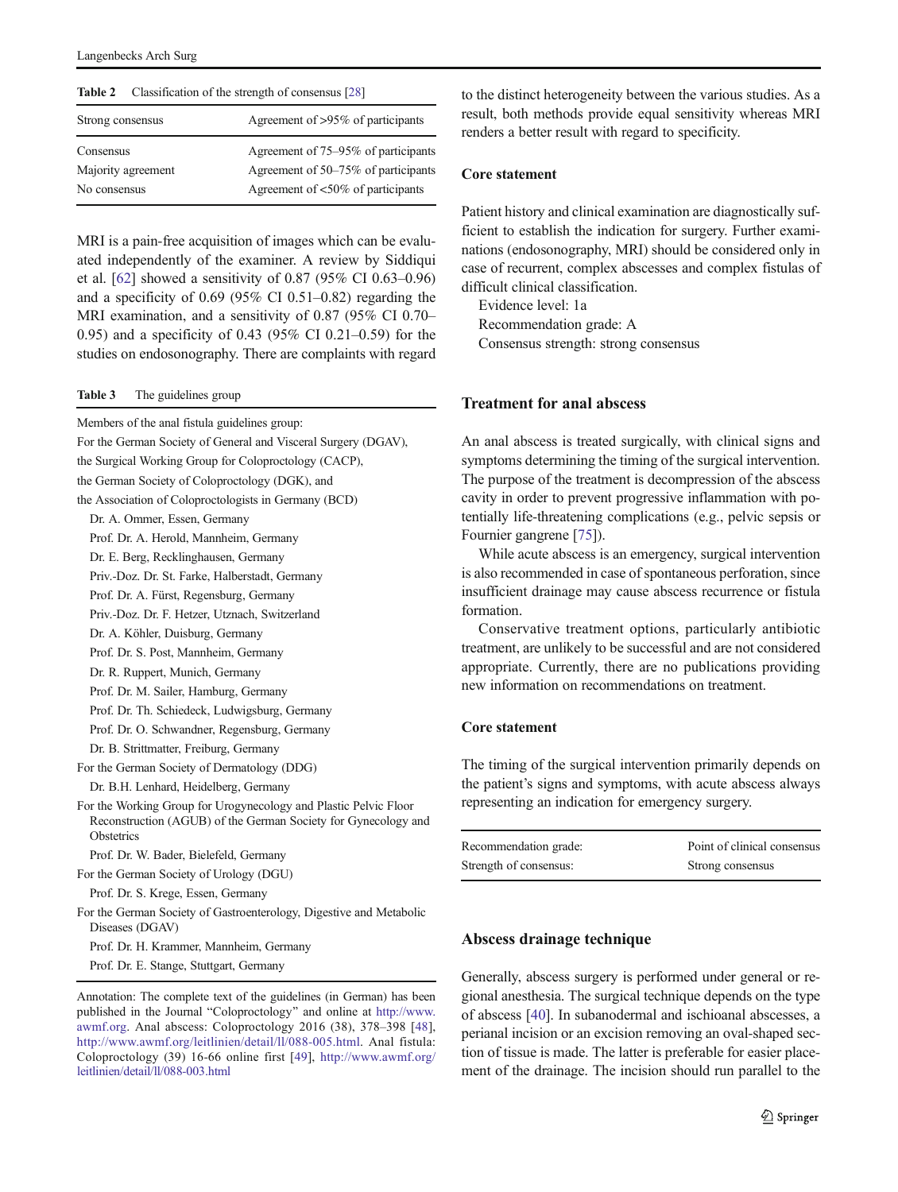Table 2 Classification of the strength of consensus [28]

| Strong consensus | Agreement of >95% of participants |
|---|---|
| Consensus | Agreement of 75–95% of participants |
| Majority agreement | Agreement of 50–75% of participants |
| No consensus | Agreement of <50% of participants |

MRI is a pain-free acquisition of images which can be evaluated independently of the examiner. A review by Siddiqui et al. [62] showed a sensitivity of 0.87 (95% CI 0.63–0.96) and a specificity of 0.69 (95% CI 0.51–0.82) regarding the MRI examination, and a sensitivity of 0.87 (95% CI 0.70–0.95) and a specificity of 0.43 (95% CI 0.21–0.59) for the studies on endosonography. There are complaints with regard to the distinct heterogeneity between the various studies. As a result, both methods provide equal sensitivity whereas MRI renders a better result with regard to specificity.

Table 3 The guidelines group

Members of the anal fistula guidelines group:
For the German Society of General and Visceral Surgery (DGAV),
the Surgical Working Group for Coloproctology (CACP),
the German Society of Coloproctology (DGK), and
the Association of Coloproctologists in Germany (BCD)

- Dr. A. Ommer, Essen, Germany
- Prof. Dr. A. Herold, Mannheim, Germany
- Dr. E. Berg, Recklinghausen, Germany
- Priv.-Doz. Dr. St. Farke, Halberstadt, Germany
- Prof. Dr. A. Fürst, Regensburg, Germany
- Priv.-Doz. Dr. F. Hetzer, Utznach, Switzerland
- Dr. A. Köhler, Duisburg, Germany
- Prof. Dr. S. Post, Mannheim, Germany
- Dr. R. Ruppert, Munich, Germany
- Prof. Dr. M. Sailer, Hamburg, Germany
- Prof. Dr. Th. Schiedeck, Ludwigsburg, Germany
- Prof. Dr. O. Schwandner, Regensburg, Germany
- Dr. B. Strittmatter, Freiburg, Germany

For the German Society of Dermatology (DDG)

- Dr. B.H. Lenhard, Heidelberg, Germany

For the Working Group for Urogynecology and Plastic Pelvic Floor Reconstruction (AGUB) of the German Society for Gynecology and Obstetrics

- Prof. Dr. W. Bader, Bielefeld, Germany

For the German Society of Urology (DGU)

- Prof. Dr. S. Krege, Essen, Germany

For the German Society of Gastroenterology, Digestive and Metabolic Diseases (DGAV)

- Prof. Dr. H. Krammer, Mannheim, Germany
- Prof. Dr. E. Stange, Stuttgart, Germany

Annotation: The complete text of the guidelines (in German) has been published in the Journal "Coloproctology" and online at http://www.awmf.org. Anal abscess: Coloproctology 2016 (38), 378–398 [48], http://www.awmf.org/leitlinien/detail/ll/088-005.html. Anal fistula: Coloproctology (39) 16-66 online first [49], http://www.awmf.org/leitlinien/detail/ll/088-003.html

### Core statement

Patient history and clinical examination are diagnostically sufficient to establish the indication for surgery. Further examinations (endosonography, MRI) should be considered only in case of recurrent, complex abscesses and complex fistulas of difficult clinical classification.

Evidence level: 1a
Recommendation grade: A
Consensus strength: strong consensus

## Treatment for anal abscess

An anal abscess is treated surgically, with clinical signs and symptoms determining the timing of the surgical intervention. The purpose of the treatment is decompression of the abscess cavity in order to prevent progressive inflammation with potentially life-threatening complications (e.g., pelvic sepsis or Fournier gangrene [75]).

While acute abscess is an emergency, surgical intervention is also recommended in case of spontaneous perforation, since insufficient drainage may cause abscess recurrence or fistula formation.

Conservative treatment options, particularly antibiotic treatment, are unlikely to be successful and are not considered appropriate. Currently, there are no publications providing new information on recommendations on treatment.

### Core statement

The timing of the surgical intervention primarily depends on the patient's signs and symptoms, with acute abscess always representing an indication for emergency surgery.

| Recommendation grade: | Point of clinical consensus |
|---|---|
| Strength of consensus: | Strong consensus |

## Abscess drainage technique

Generally, abscess surgery is performed under general or regional anesthesia. The surgical technique depends on the type of abscess [40]. In subanodermal and ischioanal abscesses, a perianal incision or an excision removing an oval-shaped section of tissue is made. The latter is preferable for easier placement of the drainage. The incision should run parallel to the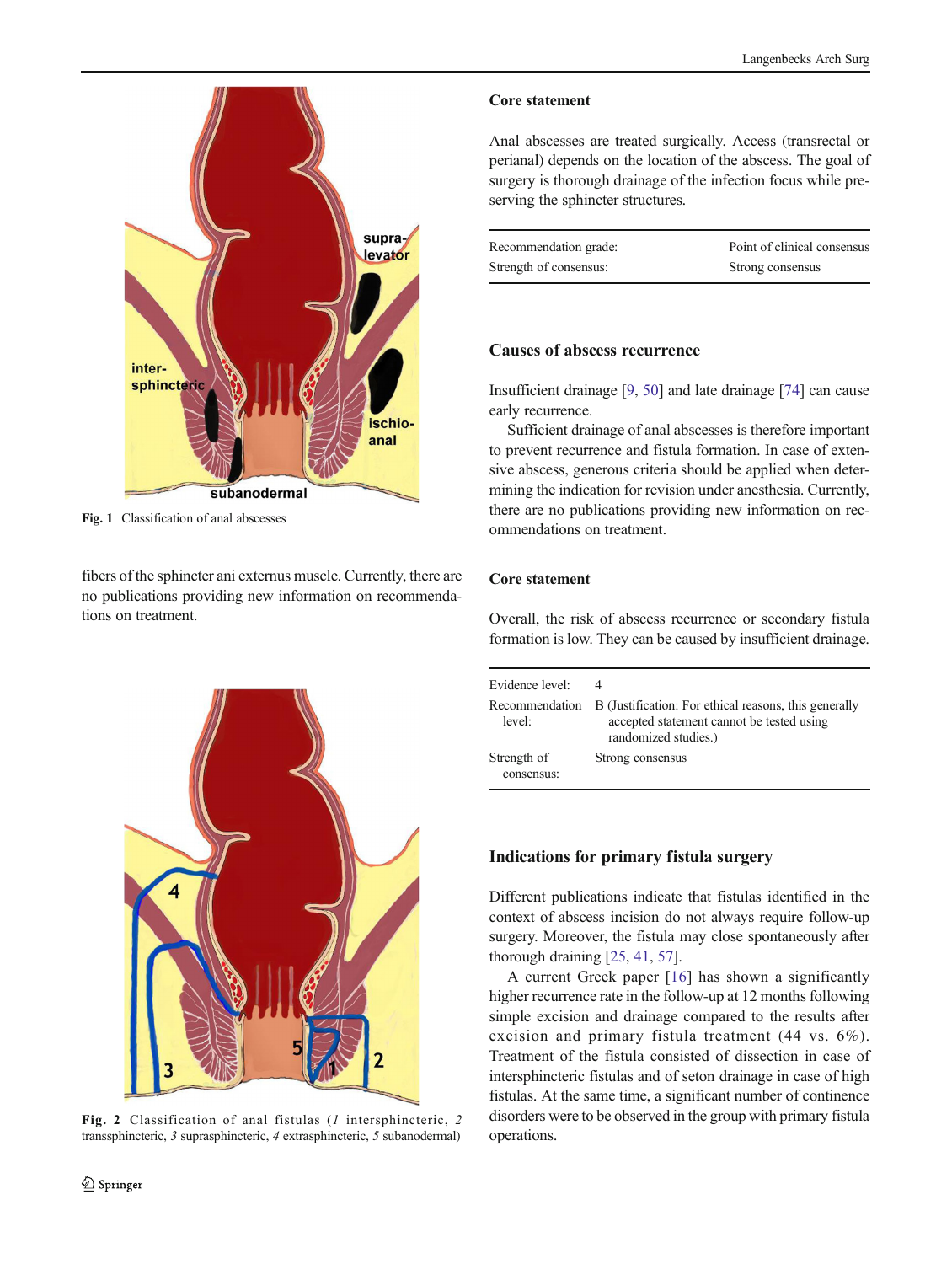Fig. 1 Classification of anal abscesses

fibers of the sphincter ani externus muscle. Currently, there are no publications providing new information on recommendations on treatment.

Fig. 2 Classification of anal fistulas (*1* intersphincteric, *2* transsphincteric, *3* suprasphincteric, *4* extrasphincteric, *5* subanodermal)

### Core statement

Anal abscesses are treated surgically. Access (transrectal or perianal) depends on the location of the abscess. The goal of surgery is thorough drainage of the infection focus while preserving the sphincter structures.

| | |
|---|---|
| Recommendation grade: | Point of clinical consensus |
| Strength of consensus: | Strong consensus |

## Causes of abscess recurrence

Insufficient drainage [9, 50] and late drainage [74] can cause early recurrence.

Sufficient drainage of anal abscesses is therefore important to prevent recurrence and fistula formation. In case of extensive abscess, generous criteria should be applied when determining the indication for revision under anesthesia. Currently, there are no publications providing new information on recommendations on treatment.

### Core statement

Overall, the risk of abscess recurrence or secondary fistula formation is low. They can be caused by insufficient drainage.

| | |
|---|---|
| Evidence level: | 4 |
| Recommendation level: | B (Justification: For ethical reasons, this generally accepted statement cannot be tested using randomized studies.) |
| Strength of consensus: | Strong consensus |

## Indications for primary fistula surgery

Different publications indicate that fistulas identified in the context of abscess incision do not always require follow-up surgery. Moreover, the fistula may close spontaneously after thorough draining [25, 41, 57].

A current Greek paper [16] has shown a significantly higher recurrence rate in the follow-up at 12 months following simple excision and drainage compared to the results after excision and primary fistula treatment (44 vs. 6%). Treatment of the fistula consisted of dissection in case of intersphincteric fistulas and of seton drainage in case of high fistulas. At the same time, a significant number of continence disorders were to be observed in the group with primary fistula operations.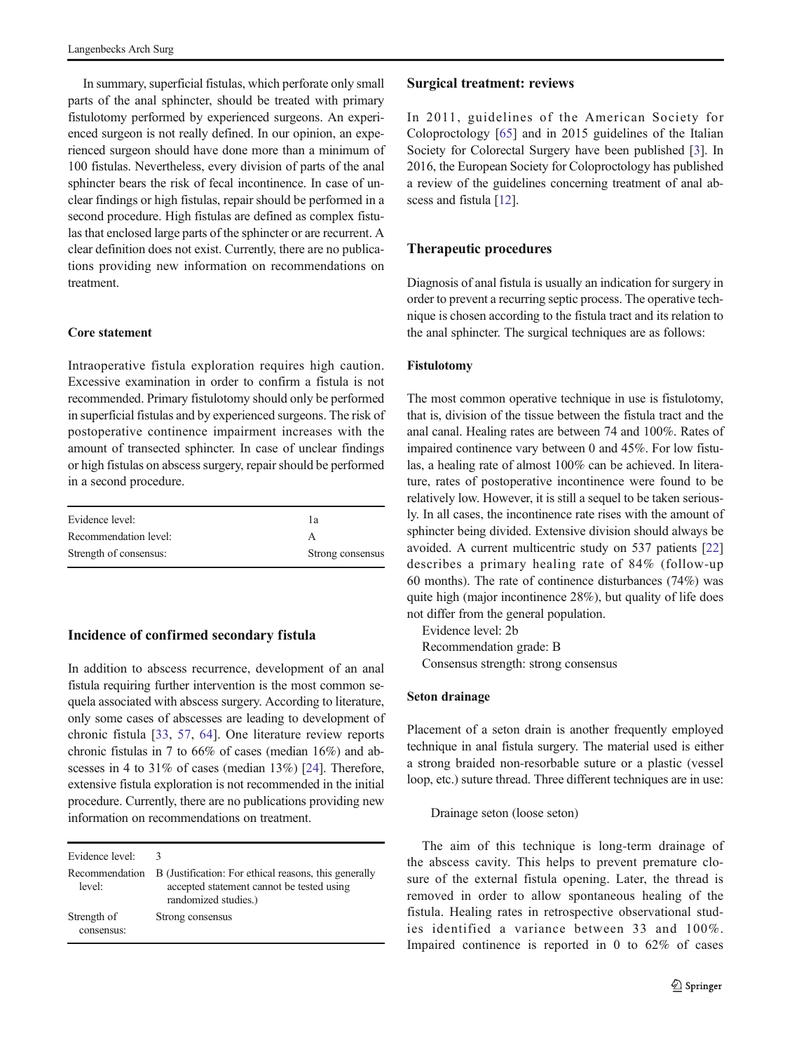In summary, superficial fistulas, which perforate only small parts of the anal sphincter, should be treated with primary fistulotomy performed by experienced surgeons. An experienced surgeon is not really defined. In our opinion, an experienced surgeon should have done more than a minimum of 100 fistulas. Nevertheless, every division of parts of the anal sphincter bears the risk of fecal incontinence. In case of unclear findings or high fistulas, repair should be performed in a second procedure. High fistulas are defined as complex fistulas that enclosed large parts of the sphincter or are recurrent. A clear definition does not exist. Currently, there are no publications providing new information on recommendations on treatment.

#### Core statement

Intraoperative fistula exploration requires high caution. Excessive examination in order to confirm a fistula is not recommended. Primary fistulotomy should only be performed in superficial fistulas and by experienced surgeons. The risk of postoperative continence impairment increases with the amount of transected sphincter. In case of unclear findings or high fistulas on abscess surgery, repair should be performed in a second procedure.

| | |
|---|---|
| Evidence level: | 1a |
| Recommendation level: | A |
| Strength of consensus: | Strong consensus |

### Incidence of confirmed secondary fistula

In addition to abscess recurrence, development of an anal fistula requiring further intervention is the most common sequela associated with abscess surgery. According to literature, only some cases of abscesses are leading to development of chronic fistula [33, 57, 64]. One literature review reports chronic fistulas in 7 to 66% of cases (median 16%) and abscesses in 4 to 31% of cases (median 13%) [24]. Therefore, extensive fistula exploration is not recommended in the initial procedure. Currently, there are no publications providing new information on recommendations on treatment.

| | |
|---|---|
| Evidence level: | 3 |
| Recommendation level: | B (Justification: For ethical reasons, this generally accepted statement cannot be tested using randomized studies.) |
| Strength of consensus: | Strong consensus |

### Surgical treatment: reviews

In 2011, guidelines of the American Society for Coloproctology [65] and in 2015 guidelines of the Italian Society for Colorectal Surgery have been published [3]. In 2016, the European Society for Coloproctology has published a review of the guidelines concerning treatment of anal abscess and fistula [12].

### Therapeutic procedures

Diagnosis of anal fistula is usually an indication for surgery in order to prevent a recurring septic process. The operative technique is chosen according to the fistula tract and its relation to the anal sphincter. The surgical techniques are as follows:

#### Fistulotomy

The most common operative technique in use is fistulotomy, that is, division of the tissue between the fistula tract and the anal canal. Healing rates are between 74 and 100%. Rates of impaired continence vary between 0 and 45%. For low fistulas, a healing rate of almost 100% can be achieved. In literature, rates of postoperative incontinence were found to be relatively low. However, it is still a sequel to be taken seriously. In all cases, the incontinence rate rises with the amount of sphincter being divided. Extensive division should always be avoided. A current multicentric study on 537 patients [22] describes a primary healing rate of 84% (follow-up 60 months). The rate of continence disturbances (74%) was quite high (major incontinence 28%), but quality of life does not differ from the general population.

Evidence level: 2b
Recommendation grade: B
Consensus strength: strong consensus

#### Seton drainage

Placement of a seton drain is another frequently employed technique in anal fistula surgery. The material used is either a strong braided non-resorbable suture or a plastic (vessel loop, etc.) suture thread. Three different techniques are in use:

Drainage seton (loose seton)

The aim of this technique is long-term drainage of the abscess cavity. This helps to prevent premature closure of the external fistula opening. Later, the thread is removed in order to allow spontaneous healing of the fistula. Healing rates in retrospective observational studies identified a variance between 33 and 100%. Impaired continence is reported in 0 to 62% of cases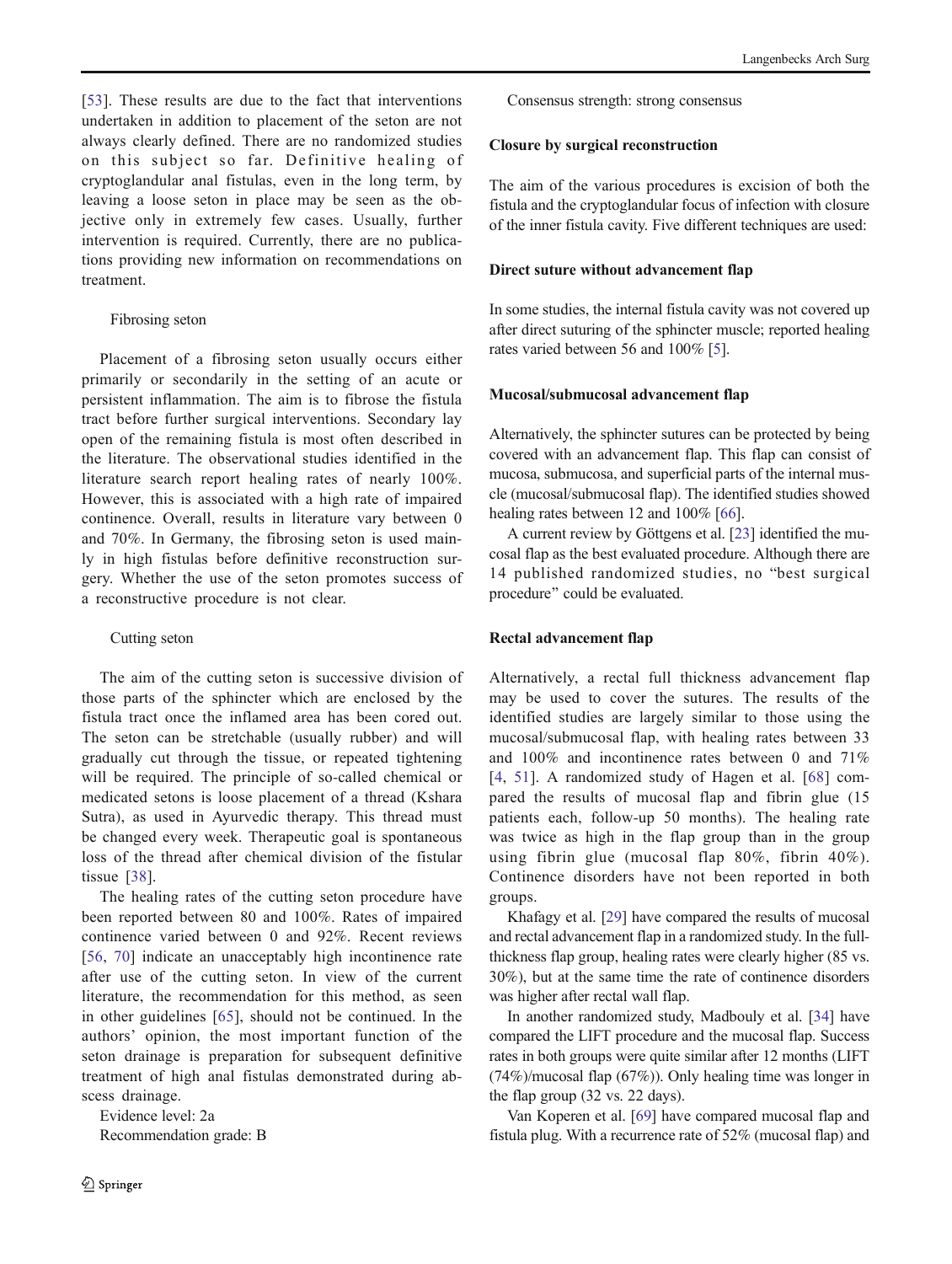[53]. These results are due to the fact that interventions undertaken in addition to placement of the seton are not always clearly defined. There are no randomized studies on this subject so far. Definitive healing of cryptoglandular anal fistulas, even in the long term, by leaving a loose seton in place may be seen as the objective only in extremely few cases. Usually, further intervention is required. Currently, there are no publications providing new information on recommendations on treatment.

Fibrosing seton

Placement of a fibrosing seton usually occurs either primarily or secondarily in the setting of an acute or persistent inflammation. The aim is to fibrose the fistula tract before further surgical interventions. Secondary lay open of the remaining fistula is most often described in the literature. The observational studies identified in the literature search report healing rates of nearly 100%. However, this is associated with a high rate of impaired continence. Overall, results in literature vary between 0 and 70%. In Germany, the fibrosing seton is used mainly in high fistulas before definitive reconstruction surgery. Whether the use of the seton promotes success of a reconstructive procedure is not clear.

Cutting seton

The aim of the cutting seton is successive division of those parts of the sphincter which are enclosed by the fistula tract once the inflamed area has been cored out. The seton can be stretchable (usually rubber) and will gradually cut through the tissue, or repeated tightening will be required. The principle of so-called chemical or medicated setons is loose placement of a thread (Kshara Sutra), as used in Ayurvedic therapy. This thread must be changed every week. Therapeutic goal is spontaneous loss of the thread after chemical division of the fistular tissue [38].

The healing rates of the cutting seton procedure have been reported between 80 and 100%. Rates of impaired continence varied between 0 and 92%. Recent reviews [56, 70] indicate an unacceptably high incontinence rate after use of the cutting seton. In view of the current literature, the recommendation for this method, as seen in other guidelines [65], should not be continued. In the authors' opinion, the most important function of the seton drainage is preparation for subsequent definitive treatment of high anal fistulas demonstrated during abscess drainage.

Evidence level: 2a

Recommendation grade: B

Consensus strength: strong consensus

**Closure by surgical reconstruction**

The aim of the various procedures is excision of both the fistula and the cryptoglandular focus of infection with closure of the inner fistula cavity. Five different techniques are used:

**Direct suture without advancement flap**

In some studies, the internal fistula cavity was not covered up after direct suturing of the sphincter muscle; reported healing rates varied between 56 and 100% [5].

**Mucosal/submucosal advancement flap**

Alternatively, the sphincter sutures can be protected by being covered with an advancement flap. This flap can consist of mucosa, submucosa, and superficial parts of the internal muscle (mucosal/submucosal flap). The identified studies showed healing rates between 12 and 100% [66].

A current review by Göttgens et al. [23] identified the mucosal flap as the best evaluated procedure. Although there are 14 published randomized studies, no "best surgical procedure" could be evaluated.

**Rectal advancement flap**

Alternatively, a rectal full thickness advancement flap may be used to cover the sutures. The results of the identified studies are largely similar to those using the mucosal/submucosal flap, with healing rates between 33 and 100% and incontinence rates between 0 and 71% [4, 51]. A randomized study of Hagen et al. [68] compared the results of mucosal flap and fibrin glue (15 patients each, follow-up 50 months). The healing rate was twice as high in the flap group than in the group using fibrin glue (mucosal flap 80%, fibrin 40%). Continence disorders have not been reported in both groups.

Khafagy et al. [29] have compared the results of mucosal and rectal advancement flap in a randomized study. In the full-thickness flap group, healing rates were clearly higher (85 vs. 30%), but at the same time the rate of continence disorders was higher after rectal wall flap.

In another randomized study, Madbouly et al. [34] have compared the LIFT procedure and the mucosal flap. Success rates in both groups were quite similar after 12 months (LIFT (74%)/mucosal flap (67%)). Only healing time was longer in the flap group (32 vs. 22 days).

Van Koperen et al. [69] have compared mucosal flap and fistula plug. With a recurrence rate of 52% (mucosal flap) and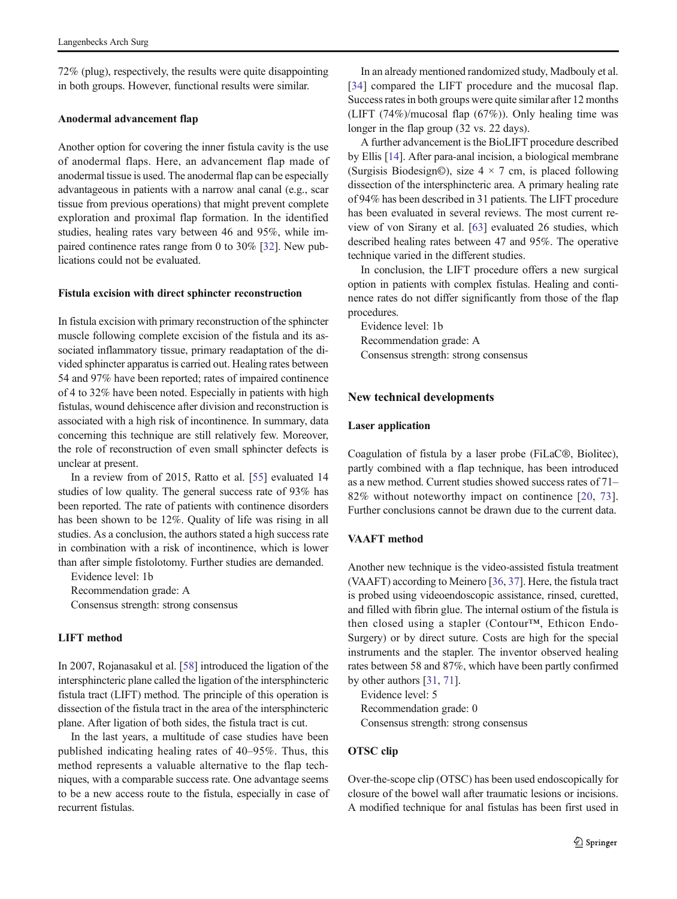72% (plug), respectively, the results were quite disappointing in both groups. However, functional results were similar.

### Anodermal advancement flap

Another option for covering the inner fistula cavity is the use of anodermal flaps. Here, an advancement flap made of anodermal tissue is used. The anodermal flap can be especially advantageous in patients with a narrow anal canal (e.g., scar tissue from previous operations) that might prevent complete exploration and proximal flap formation. In the identified studies, healing rates vary between 46 and 95%, while impaired continence rates range from 0 to 30% [32]. New publications could not be evaluated.

### Fistula excision with direct sphincter reconstruction

In fistula excision with primary reconstruction of the sphincter muscle following complete excision of the fistula and its associated inflammatory tissue, primary readaptation of the divided sphincter apparatus is carried out. Healing rates between 54 and 97% have been reported; rates of impaired continence of 4 to 32% have been noted. Especially in patients with high fistulas, wound dehiscence after division and reconstruction is associated with a high risk of incontinence. In summary, data concerning this technique are still relatively few. Moreover, the role of reconstruction of even small sphincter defects is unclear at present.

In a review from of 2015, Ratto et al. [55] evaluated 14 studies of low quality. The general success rate of 93% has been reported. The rate of patients with continence disorders has been shown to be 12%. Quality of life was rising in all studies. As a conclusion, the authors stated a high success rate in combination with a risk of incontinence, which is lower than after simple fistolotomy. Further studies are demanded.

Evidence level: 1b
Recommendation grade: A
Consensus strength: strong consensus

### LIFT method

In 2007, Rojanasakul et al. [58] introduced the ligation of the intersphincteric plane called the ligation of the intersphincteric fistula tract (LIFT) method. The principle of this operation is dissection of the fistula tract in the area of the intersphincteric plane. After ligation of both sides, the fistula tract is cut.

In the last years, a multitude of case studies have been published indicating healing rates of 40–95%. Thus, this method represents a valuable alternative to the flap techniques, with a comparable success rate. One advantage seems to be a new access route to the fistula, especially in case of recurrent fistulas.

In an already mentioned randomized study, Madbouly et al. [34] compared the LIFT procedure and the mucosal flap. Success rates in both groups were quite similar after 12 months (LIFT (74%)/mucosal flap (67%)). Only healing time was longer in the flap group (32 vs. 22 days).

A further advancement is the BioLIFT procedure described by Ellis [14]. After para-anal incision, a biological membrane (Surgisis Biodesign©), size 4 × 7 cm, is placed following dissection of the intersphincteric area. A primary healing rate of 94% has been described in 31 patients. The LIFT procedure has been evaluated in several reviews. The most current review of von Sirany et al. [63] evaluated 26 studies, which described healing rates between 47 and 95%. The operative technique varied in the different studies.

In conclusion, the LIFT procedure offers a new surgical option in patients with complex fistulas. Healing and continence rates do not differ significantly from those of the flap procedures.

Evidence level: 1b
Recommendation grade: A
Consensus strength: strong consensus

## New technical developments

### Laser application

Coagulation of fistula by a laser probe (FiLaC®, Biolitec), partly combined with a flap technique, has been introduced as a new method. Current studies showed success rates of 71–82% without noteworthy impact on continence [20, 73]. Further conclusions cannot be drawn due to the current data.

### VAAFT method

Another new technique is the video-assisted fistula treatment (VAAFT) according to Meinero [36, 37]. Here, the fistula tract is probed using videoendoscopic assistance, rinsed, curetted, and filled with fibrin glue. The internal ostium of the fistula is then closed using a stapler (Contour™, Ethicon Endo-Surgery) or by direct suture. Costs are high for the special instruments and the stapler. The inventor observed healing rates between 58 and 87%, which have been partly confirmed by other authors [31, 71].

Evidence level: 5
Recommendation grade: 0
Consensus strength: strong consensus

### OTSC clip

Over-the-scope clip (OTSC) has been used endoscopically for closure of the bowel wall after traumatic lesions or incisions. A modified technique for anal fistulas has been first used in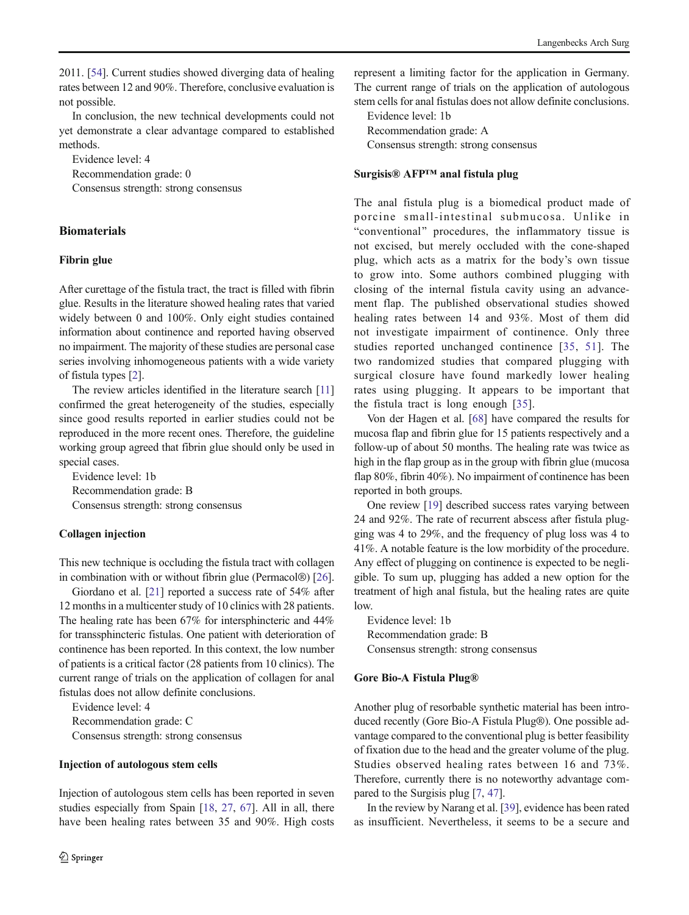2011. [54]. Current studies showed diverging data of healing rates between 12 and 90%. Therefore, conclusive evaluation is not possible.

In conclusion, the new technical developments could not yet demonstrate a clear advantage compared to established methods.

Evidence level: 4
Recommendation grade: 0
Consensus strength: strong consensus

## Biomaterials

### Fibrin glue

After curettage of the fistula tract, the tract is filled with fibrin glue. Results in the literature showed healing rates that varied widely between 0 and 100%. Only eight studies contained information about continence and reported having observed no impairment. The majority of these studies are personal case series involving inhomogeneous patients with a wide variety of fistula types [2].

The review articles identified in the literature search [11] confirmed the great heterogeneity of the studies, especially since good results reported in earlier studies could not be reproduced in the more recent ones. Therefore, the guideline working group agreed that fibrin glue should only be used in special cases.

Evidence level: 1b
Recommendation grade: B
Consensus strength: strong consensus

### Collagen injection

This new technique is occluding the fistula tract with collagen in combination with or without fibrin glue (Permacol®) [26].

Giordano et al. [21] reported a success rate of 54% after 12 months in a multicenter study of 10 clinics with 28 patients. The healing rate has been 67% for intersphincteric and 44% for transsphincteric fistulas. One patient with deterioration of continence has been reported. In this context, the low number of patients is a critical factor (28 patients from 10 clinics). The current range of trials on the application of collagen for anal fistulas does not allow definite conclusions.

Evidence level: 4
Recommendation grade: C
Consensus strength: strong consensus

### Injection of autologous stem cells

Injection of autologous stem cells has been reported in seven studies especially from Spain [18, 27, 67]. All in all, there have been healing rates between 35 and 90%. High costs represent a limiting factor for the application in Germany. The current range of trials on the application of autologous stem cells for anal fistulas does not allow definite conclusions.

Evidence level: 1b
Recommendation grade: A
Consensus strength: strong consensus

### Surgisis® AFP™ anal fistula plug

The anal fistula plug is a biomedical product made of porcine small-intestinal submucosa. Unlike in "conventional" procedures, the inflammatory tissue is not excised, but merely occluded with the cone-shaped plug, which acts as a matrix for the body's own tissue to grow into. Some authors combined plugging with closing of the internal fistula cavity using an advancement flap. The published observational studies showed healing rates between 14 and 93%. Most of them did not investigate impairment of continence. Only three studies reported unchanged continence [35, 51]. The two randomized studies that compared plugging with surgical closure have found markedly lower healing rates using plugging. It appears to be important that the fistula tract is long enough [35].

Von der Hagen et al. [68] have compared the results for mucosa flap and fibrin glue for 15 patients respectively and a follow-up of about 50 months. The healing rate was twice as high in the flap group as in the group with fibrin glue (mucosa flap 80%, fibrin 40%). No impairment of continence has been reported in both groups.

One review [19] described success rates varying between 24 and 92%. The rate of recurrent abscess after fistula plugging was 4 to 29%, and the frequency of plug loss was 4 to 41%. A notable feature is the low morbidity of the procedure. Any effect of plugging on continence is expected to be negligible. To sum up, plugging has added a new option for the treatment of high anal fistula, but the healing rates are quite low.

Evidence level: 1b
Recommendation grade: B
Consensus strength: strong consensus

### Gore Bio-A Fistula Plug®

Another plug of resorbable synthetic material has been introduced recently (Gore Bio-A Fistula Plug®). One possible advantage compared to the conventional plug is better feasibility of fixation due to the head and the greater volume of the plug. Studies observed healing rates between 16 and 73%. Therefore, currently there is no noteworthy advantage compared to the Surgisis plug [7, 47].

In the review by Narang et al. [39], evidence has been rated as insufficient. Nevertheless, it seems to be a secure and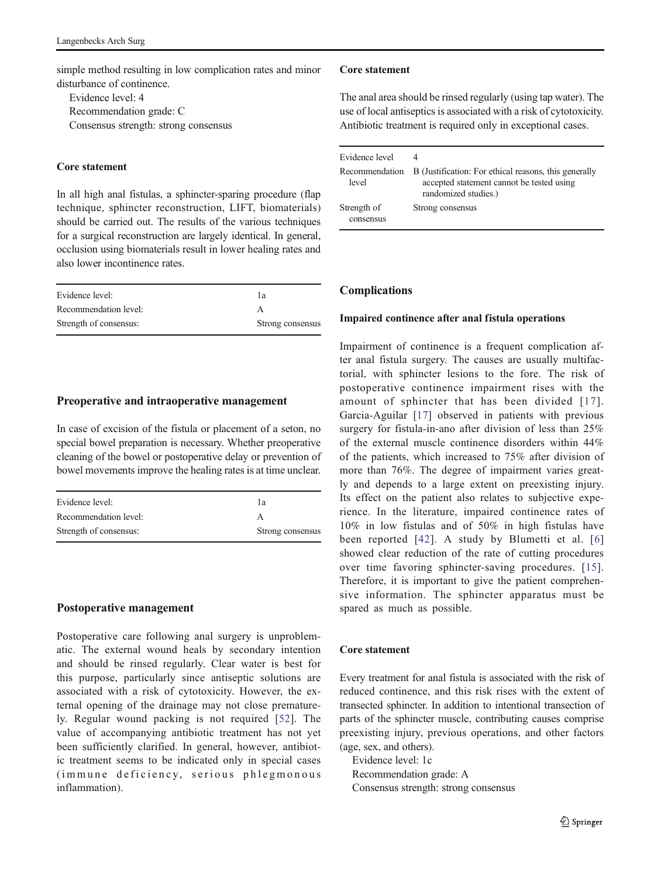simple method resulting in low complication rates and minor disturbance of continence.

Evidence level: 4
Recommendation grade: C
Consensus strength: strong consensus

#### Core statement

In all high anal fistulas, a sphincter-sparing procedure (flap technique, sphincter reconstruction, LIFT, biomaterials) should be carried out. The results of the various techniques for a surgical reconstruction are largely identical. In general, occlusion using biomaterials result in lower healing rates and also lower incontinence rates.

| | |
|---|---|
| Evidence level: | 1a |
| Recommendation level: | A |
| Strength of consensus: | Strong consensus |

### Preoperative and intraoperative management

In case of excision of the fistula or placement of a seton, no special bowel preparation is necessary. Whether preoperative cleaning of the bowel or postoperative delay or prevention of bowel movements improve the healing rates is at time unclear.

| | |
|---|---|
| Evidence level: | 1a |
| Recommendation level: | A |
| Strength of consensus: | Strong consensus |

### Postoperative management

Postoperative care following anal surgery is unproblematic. The external wound heals by secondary intention and should be rinsed regularly. Clear water is best for this purpose, particularly since antiseptic solutions are associated with a risk of cytotoxicity. However, the external opening of the drainage may not close prematurely. Regular wound packing is not required [52]. The value of accompanying antibiotic treatment has not yet been sufficiently clarified. In general, however, antibiotic treatment seems to be indicated only in special cases (immune deficiency, serious phlegmonous inflammation).

#### Core statement

The anal area should be rinsed regularly (using tap water). The use of local antiseptics is associated with a risk of cytotoxicity. Antibiotic treatment is required only in exceptional cases.

| | |
|---|---|
| Evidence level | 4 |
| Recommendation level | B (Justification: For ethical reasons, this generally accepted statement cannot be tested using randomized studies.) |
| Strength of consensus | Strong consensus |

### Complications

#### Impaired continence after anal fistula operations

Impairment of continence is a frequent complication after anal fistula surgery. The causes are usually multifactorial, with sphincter lesions to the fore. The risk of postoperative continence impairment rises with the amount of sphincter that has been divided [17]. Garcia-Aguilar [17] observed in patients with previous surgery for fistula-in-ano after division of less than 25% of the external muscle continence disorders within 44% of the patients, which increased to 75% after division of more than 76%. The degree of impairment varies greatly and depends to a large extent on preexisting injury. Its effect on the patient also relates to subjective experience. In the literature, impaired continence rates of 10% in low fistulas and of 50% in high fistulas have been reported [42]. A study by Blumetti et al. [6] showed clear reduction of the rate of cutting procedures over time favoring sphincter-saving procedures. [15]. Therefore, it is important to give the patient comprehensive information. The sphincter apparatus must be spared as much as possible.

#### Core statement

Every treatment for anal fistula is associated with the risk of reduced continence, and this risk rises with the extent of transected sphincter. In addition to intentional transection of parts of the sphincter muscle, contributing causes comprise preexisting injury, previous operations, and other factors (age, sex, and others).

Evidence level: 1c
Recommendation grade: A
Consensus strength: strong consensus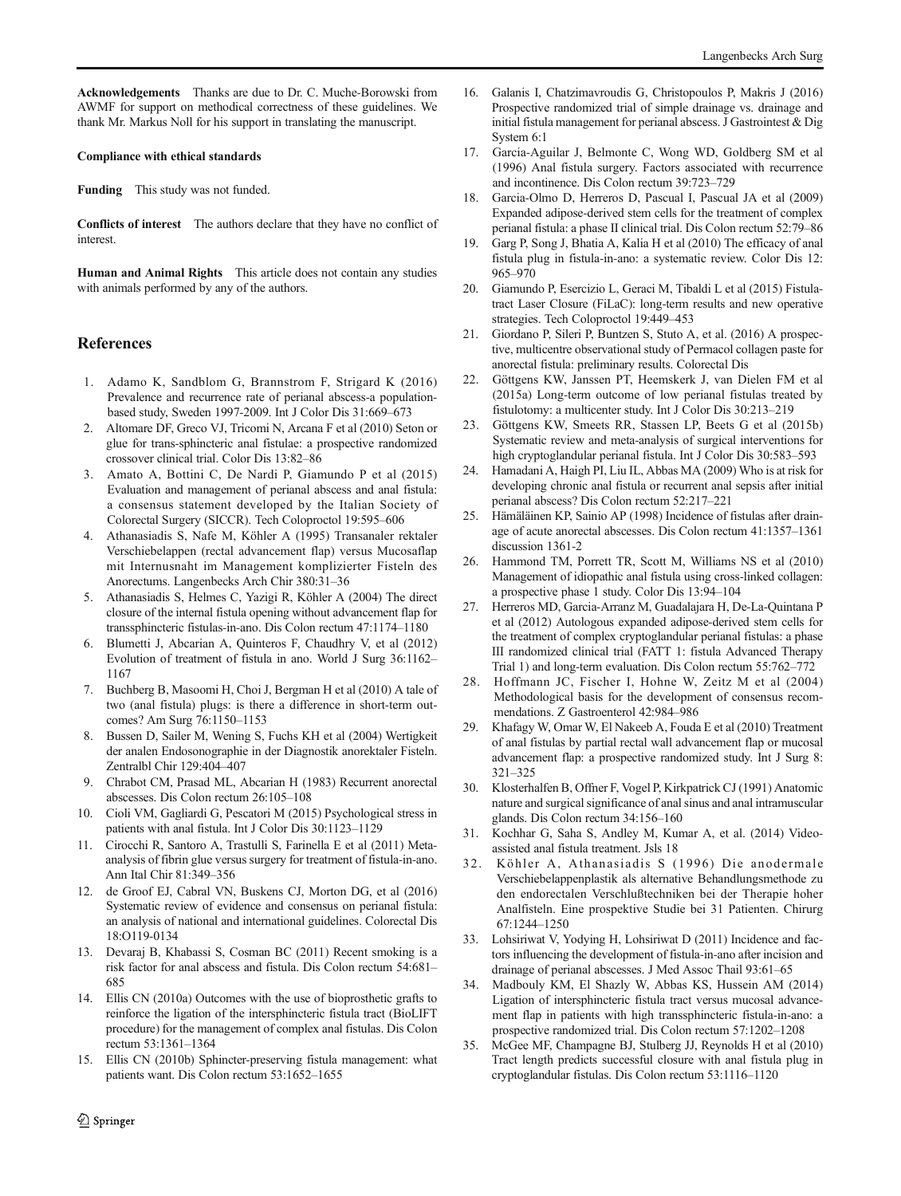**Acknowledgements** Thanks are due to Dr. C. Muche-Borowski from AWMF for support on methodical correctness of these guidelines. We thank Mr. Markus Noll for his support in translating the manuscript.

**Compliance with ethical standards**

**Funding** This study was not funded.

**Conflicts of interest** The authors declare that they have no conflict of interest.

**Human and Animal Rights** This article does not contain any studies with animals performed by any of the authors.

## References

1. Adamo K, Sandblom G, Brannstrom F, Strigard K (2016) Prevalence and recurrence rate of perianal abscess-a population-based study, Sweden 1997-2009. Int J Color Dis 31:669–673
2. Altomare DF, Greco VJ, Tricomi N, Arcana F et al (2010) Seton or glue for trans-sphincteric anal fistulae: a prospective randomized crossover clinical trial. Color Dis 13:82–86
3. Amato A, Bottini C, De Nardi P, Giamundo P et al (2015) Evaluation and management of perianal abscess and anal fistula: a consensus statement developed by the Italian Society of Colorectal Surgery (SICCR). Tech Coloproctol 19:595–606
4. Athanasiadis S, Nafe M, Köhler A (1995) Transanaler rektaler Verschiebelappen (rectal advancement flap) versus Mucosaflap mit Internusnaht im Management komplizierter Fisteln des Anorectums. Langenbecks Arch Chir 380:31–36
5. Athanasiadis S, Helmes C, Yazigi R, Köhler A (2004) The direct closure of the internal fistula opening without advancement flap for transsphincteric fistulas-in-ano. Dis Colon rectum 47:1174–1180
6. Blumetti J, Abcarian A, Quinteros F, Chaudhry V, et al (2012) Evolution of treatment of fistula in ano. World J Surg 36:1162–1167
7. Buchberg B, Masoomi H, Choi J, Bergman H et al (2010) A tale of two (anal fistula) plugs: is there a difference in short-term outcomes? Am Surg 76:1150–1153
8. Bussen D, Sailer M, Wening S, Fuchs KH et al (2004) Wertigkeit der analen Endosonographie in der Diagnostik anorektaler Fisteln. Zentralbl Chir 129:404–407
9. Chrabot CM, Prasad ML, Abcarian H (1983) Recurrent anorectal abscesses. Dis Colon rectum 26:105–108
10. Cioli VM, Gagliardi G, Pescatori M (2015) Psychological stress in patients with anal fistula. Int J Color Dis 30:1123–1129
11. Cirocchi R, Santoro A, Trastulli S, Farinella E et al (2011) Meta-analysis of fibrin glue versus surgery for treatment of fistula-in-ano. Ann Ital Chir 81:349–356
12. de Groof EJ, Cabral VN, Buskens CJ, Morton DG, et al (2016) Systematic review of evidence and consensus on perianal fistula: an analysis of national and international guidelines. Colorectal Dis 18:O119-0134
13. Devaraj B, Khabassi S, Cosman BC (2011) Recent smoking is a risk factor for anal abscess and fistula. Dis Colon rectum 54:681–685
14. Ellis CN (2010a) Outcomes with the use of bioprosthetic grafts to reinforce the ligation of the intersphincteric fistula tract (BioLIFT procedure) for the management of complex anal fistulas. Dis Colon rectum 53:1361–1364
15. Ellis CN (2010b) Sphincter-preserving fistula management: what patients want. Dis Colon rectum 53:1652–1655
16. Galanis I, Chatzimavroudis G, Christopoulos P, Makris J (2016) Prospective randomized trial of simple drainage vs. drainage and initial fistula management for perianal abscess. J Gastrointest & Dig System 6:1
17. Garcia-Aguilar J, Belmonte C, Wong WD, Goldberg SM et al (1996) Anal fistula surgery. Factors associated with recurrence and incontinence. Dis Colon rectum 39:723–729
18. Garcia-Olmo D, Herreros D, Pascual I, Pascual JA et al (2009) Expanded adipose-derived stem cells for the treatment of complex perianal fistula: a phase II clinical trial. Dis Colon rectum 52:79–86
19. Garg P, Song J, Bhatia A, Kalia H et al (2010) The efficacy of anal fistula plug in fistula-in-ano: a systematic review. Color Dis 12: 965–970
20. Giamundo P, Esercizio L, Geraci M, Tibaldi L et al (2015) Fistula-tract Laser Closure (FiLaC): long-term results and new operative strategies. Tech Coloproctol 19:449–453
21. Giordano P, Sileri P, Buntzen S, Stuto A, et al. (2016) A prospective, multicentre observational study of Permacol collagen paste for anorectal fistula: preliminary results. Colorectal Dis
22. Göttgens KW, Janssen PT, Heemskerk J, van Dielen FM et al (2015a) Long-term outcome of low perianal fistulas treated by fistulotomy: a multicenter study. Int J Color Dis 30:213–219
23. Göttgens KW, Smeets RR, Stassen LP, Beets G et al (2015b) Systematic review and meta-analysis of surgical interventions for high cryptoglandular perianal fistula. Int J Color Dis 30:583–593
24. Hamadani A, Haigh PI, Liu IL, Abbas MA (2009) Who is at risk for developing chronic anal fistula or recurrent anal sepsis after initial perianal abscess? Dis Colon rectum 52:217–221
25. Hämäläinen KP, Sainio AP (1998) Incidence of fistulas after drainage of acute anorectal abscesses. Dis Colon rectum 41:1357–1361 discussion 1361-2
26. Hammond TM, Porrett TR, Scott M, Williams NS et al (2010) Management of idiopathic anal fistula using cross-linked collagen: a prospective phase 1 study. Color Dis 13:94–104
27. Herreros MD, Garcia-Arranz M, Guadalajara H, De-La-Quintana P et al (2012) Autologous expanded adipose-derived stem cells for the treatment of complex cryptoglandular perianal fistulas: a phase III randomized clinical trial (FATT 1: fistula Advanced Therapy Trial 1) and long-term evaluation. Dis Colon rectum 55:762–772
28. Hoffmann JC, Fischer I, Hohne W, Zeitz M et al (2004) Methodological basis for the development of consensus recommendations. Z Gastroenterol 42:984–986
29. Khafagy W, Omar W, El Nakeeb A, Fouda E et al (2010) Treatment of anal fistulas by partial rectal wall advancement flap or mucosal advancement flap: a prospective randomized study. Int J Surg 8: 321–325
30. Klosterhalfen B, Offner F, Vogel P, Kirkpatrick CJ (1991) Anatomic nature and surgical significance of anal sinus and anal intramuscular glands. Dis Colon rectum 34:156–160
31. Kochhar G, Saha S, Andley M, Kumar A, et al. (2014) Video-assisted anal fistula treatment. Jsls 18
32. Köhler A, Athanasiadis S (1996) Die anodermale Verschiebelappenplastik als alternative Behandlungsmethode zu den endorectalen Verschlußtechniken bei der Therapie hoher Analfisteln. Eine prospektive Studie bei 31 Patienten. Chirurg 67:1244–1250
33. Lohsiriwat V, Yodying H, Lohsiriwat D (2011) Incidence and factors influencing the development of fistula-in-ano after incision and drainage of perianal abscesses. J Med Assoc Thail 93:61–65
34. Madbouly KM, El Shazly W, Abbas KS, Hussein AM (2014) Ligation of intersphincteric fistula tract versus mucosal advancement flap in patients with high transsphincteric fistula-in-ano: a prospective randomized trial. Dis Colon rectum 57:1202–1208
35. McGee MF, Champagne BJ, Stulberg JJ, Reynolds H et al (2010) Tract length predicts successful closure with anal fistula plug in cryptoglandular fistulas. Dis Colon rectum 53:1116–1120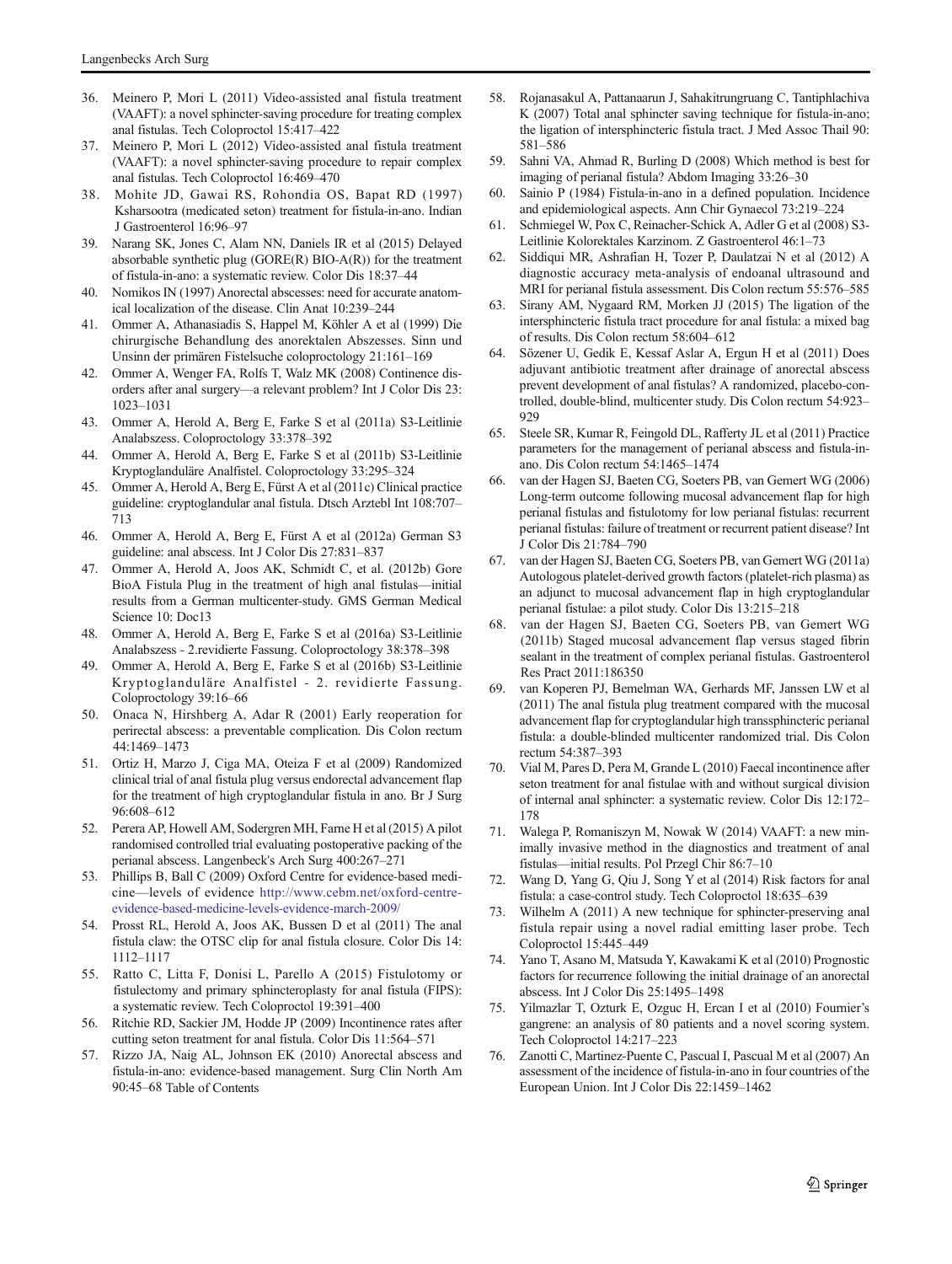36. Meinero P, Mori L (2011) Video-assisted anal fistula treatment (VAAFT): a novel sphincter-saving procedure for treating complex anal fistulas. Tech Coloproctol 15:417–422
37. Meinero P, Mori L (2012) Video-assisted anal fistula treatment (VAAFT): a novel sphincter-saving procedure to repair complex anal fistulas. Tech Coloproctol 16:469–470
38. Mohite JD, Gawai RS, Rohondia OS, Bapat RD (1997) Ksharsootra (medicated seton) treatment for fistula-in-ano. Indian J Gastroenterol 16:96–97
39. Narang SK, Jones C, Alam NN, Daniels IR et al (2015) Delayed absorbable synthetic plug (GORE(R) BIO-A(R)) for the treatment of fistula-in-ano: a systematic review. Color Dis 18:37–44
40. Nomikos IN (1997) Anorectal abscesses: need for accurate anatomical localization of the disease. Clin Anat 10:239–244
41. Ommer A, Athanasiadis S, Happel M, Köhler A et al (1999) Die chirurgische Behandlung des anorektalen Abszesses. Sinn und Unsinn der primären Fistelsuche coloproctology 21:161–169
42. Ommer A, Wenger FA, Rolfs T, Walz MK (2008) Continence disorders after anal surgery—a relevant problem? Int J Color Dis 23: 1023–1031
43. Ommer A, Herold A, Berg E, Farke S et al (2011a) S3-Leitlinie Analabszess. Coloproctology 33:378–392
44. Ommer A, Herold A, Berg E, Farke S et al (2011b) S3-Leitlinie Kryptoglanduläre Analfistel. Coloproctology 33:295–324
45. Ommer A, Herold A, Berg E, Fürst A et al (2011c) Clinical practice guideline: cryptoglandular anal fistula. Dtsch Arztebl Int 108:707–713
46. Ommer A, Herold A, Berg E, Fürst A et al (2012a) German S3 guideline: anal abscess. Int J Color Dis 27:831–837
47. Ommer A, Herold A, Joos AK, Schmidt C, et al. (2012b) Gore BioA Fistula Plug in the treatment of high anal fistulas—initial results from a German multicenter-study. GMS German Medical Science 10: Doc13
48. Ommer A, Herold A, Berg E, Farke S et al (2016a) S3-Leitlinie Analabszess - 2.revidierte Fassung. Coloproctology 38:378–398
49. Ommer A, Herold A, Berg E, Farke S et al (2016b) S3-Leitlinie Kryptoglanduläre Analfistel - 2. revidierte Fassung. Coloproctology 39:16–66
50. Onaca N, Hirshberg A, Adar R (2001) Early reoperation for perirectal abscess: a preventable complication. Dis Colon rectum 44:1469–1473
51. Ortiz H, Marzo J, Ciga MA, Oteiza F et al (2009) Randomized clinical trial of anal fistula plug versus endorectal advancement flap for the treatment of high cryptoglandular fistula in ano. Br J Surg 96:608–612
52. Perera AP, Howell AM, Sodergren MH, Farne H et al (2015) A pilot randomised controlled trial evaluating postoperative packing of the perianal abscess. Langenbeck's Arch Surg 400:267–271
53. Phillips B, Ball C (2009) Oxford Centre for evidence-based medicine—levels of evidence http://www.cebm.net/oxford-centre-evidence-based-medicine-levels-evidence-march-2009/
54. Prosst RL, Herold A, Joos AK, Bussen D et al (2011) The anal fistula claw: the OTSC clip for anal fistula closure. Color Dis 14: 1112–1117
55. Ratto C, Litta F, Donisi L, Parello A (2015) Fistulotomy or fistulectomy and primary sphincteroplasty for anal fistula (FIPS): a systematic review. Tech Coloproctol 19:391–400
56. Ritchie RD, Sackier JM, Hodde JP (2009) Incontinence rates after cutting seton treatment for anal fistula. Color Dis 11:564–571
57. Rizzo JA, Naig AL, Johnson EK (2010) Anorectal abscess and fistula-in-ano: evidence-based management. Surg Clin North Am 90:45–68 Table of Contents
58. Rojanasakul A, Pattanaarun J, Sahakitrungruang C, Tantiphlachiva K (2007) Total anal sphincter saving technique for fistula-in-ano; the ligation of intersphincteric fistula tract. J Med Assoc Thail 90: 581–586
59. Sahni VA, Ahmad R, Burling D (2008) Which method is best for imaging of perianal fistula? Abdom Imaging 33:26–30
60. Sainio P (1984) Fistula-in-ano in a defined population. Incidence and epidemiological aspects. Ann Chir Gynaecol 73:219–224
61. Schmiegel W, Pox C, Reinacher-Schick A, Adler G et al (2008) S3-Leitlinie Kolorektales Karzinom. Z Gastroenterol 46:1–73
62. Siddiqui MR, Ashrafian H, Tozer P, Daulatzai N et al (2012) A diagnostic accuracy meta-analysis of endoanal ultrasound and MRI for perianal fistula assessment. Dis Colon rectum 55:576–585
63. Sirany AM, Nygaard RM, Morken JJ (2015) The ligation of the intersphincteric fistula tract procedure for anal fistula: a mixed bag of results. Dis Colon rectum 58:604–612
64. Sözener U, Gedik E, Kessaf Aslar A, Ergun H et al (2011) Does adjuvant antibiotic treatment after drainage of anorectal abscess prevent development of anal fistulas? A randomized, placebo-controlled, double-blind, multicenter study. Dis Colon rectum 54:923–929
65. Steele SR, Kumar R, Feingold DL, Rafferty JL et al (2011) Practice parameters for the management of perianal abscess and fistula-in-ano. Dis Colon rectum 54:1465–1474
66. van der Hagen SJ, Baeten CG, Soeters PB, van Gemert WG (2006) Long-term outcome following mucosal advancement flap for high perianal fistulas and fistulotomy for low perianal fistulas: recurrent perianal fistulas: failure of treatment or recurrent patient disease? Int J Color Dis 21:784–790
67. van der Hagen SJ, Baeten CG, Soeters PB, van Gemert WG (2011a) Autologous platelet-derived growth factors (platelet-rich plasma) as an adjunct to mucosal advancement flap in high cryptoglandular perianal fistulae: a pilot study. Color Dis 13:215–218
68. van der Hagen SJ, Baeten CG, Soeters PB, van Gemert WG (2011b) Staged mucosal advancement flap versus staged fibrin sealant in the treatment of complex perianal fistulas. Gastroenterol Res Pract 2011:186350
69. van Koperen PJ, Bemelman WA, Gerhards MF, Janssen LW et al (2011) The anal fistula plug treatment compared with the mucosal advancement flap for cryptoglandular high transsphincteric perianal fistula: a double-blinded multicenter randomized trial. Dis Colon rectum 54:387–393
70. Vial M, Pares D, Pera M, Grande L (2010) Faecal incontinence after seton treatment for anal fistulae with and without surgical division of internal anal sphincter: a systematic review. Color Dis 12:172–178
71. Walega P, Romaniszyn M, Nowak W (2014) VAAFT: a new minimally invasive method in the diagnostics and treatment of anal fistulas—initial results. Pol Przegl Chir 86:7–10
72. Wang D, Yang G, Qiu J, Song Y et al (2014) Risk factors for anal fistula: a case-control study. Tech Coloproctol 18:635–639
73. Wilhelm A (2011) A new technique for sphincter-preserving anal fistula repair using a novel radial emitting laser probe. Tech Coloproctol 15:445–449
74. Yano T, Asano M, Matsuda Y, Kawakami K et al (2010) Prognostic factors for recurrence following the initial drainage of an anorectal abscess. Int J Color Dis 25:1495–1498
75. Yilmazlar T, Ozturk E, Ozguc H, Ercan I et al (2010) Fournier's gangrene: an analysis of 80 patients and a novel scoring system. Tech Coloproctol 14:217–223
76. Zanotti C, Martinez-Puente C, Pascual I, Pascual M et al (2007) An assessment of the incidence of fistula-in-ano in four countries of the European Union. Int J Color Dis 22:1459–1462